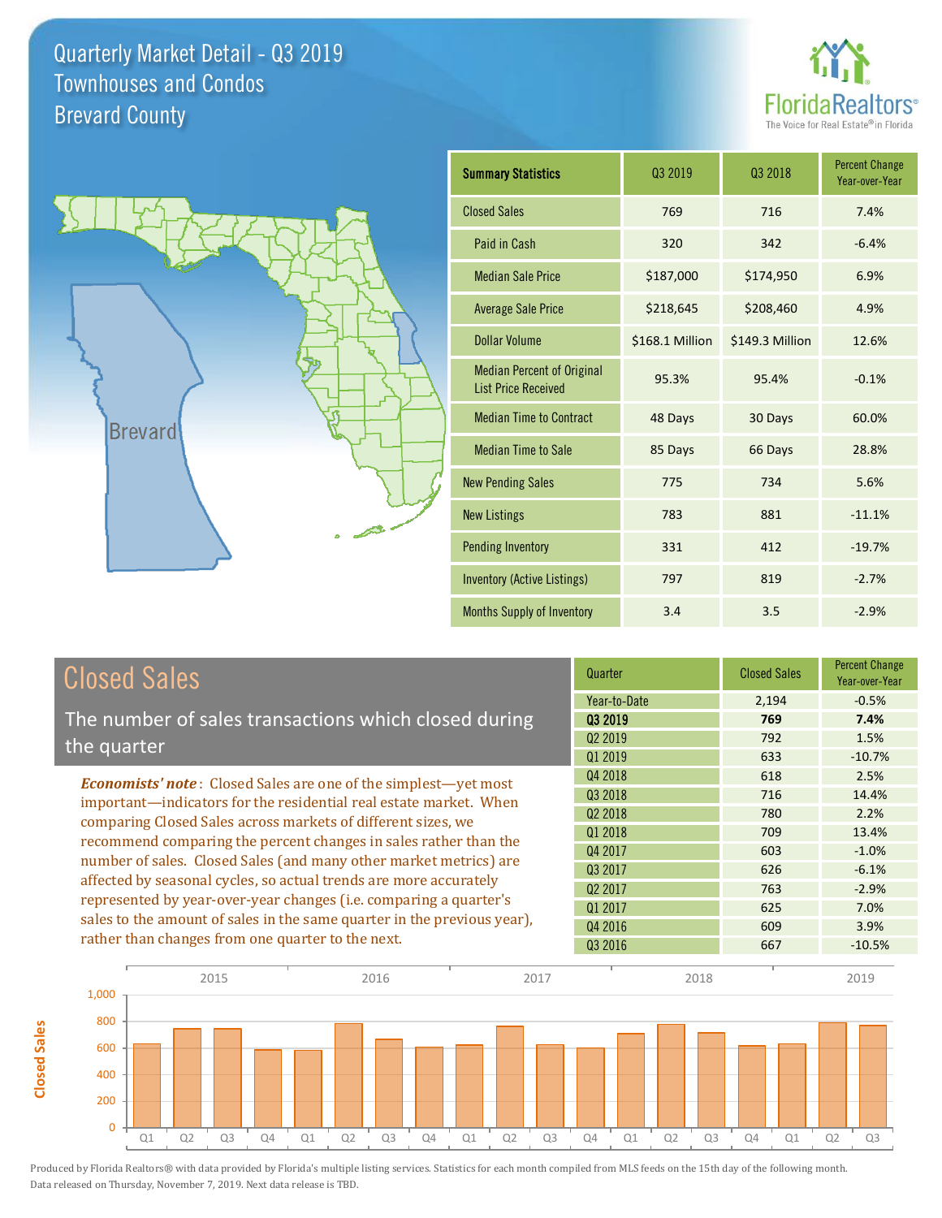# Quarterly Market Detail - Q3 2019
## Townhouses and Condos
## Brevard County

| Summary Statistics | Q3 2019 | Q3 2018 | Percent Change Year-over-Year |
|---|---|---|---|
| Closed Sales | 769 | 716 | 7.4% |
| Paid in Cash | 320 | 342 | -6.4% |
| Median Sale Price | $187,000 | $174,950 | 6.9% |
| Average Sale Price | $218,645 | $208,460 | 4.9% |
| Dollar Volume | $168.1 Million | $149.3 Million | 12.6% |
| Median Percent of Original List Price Received | 95.3% | 95.4% | -0.1% |
| Median Time to Contract | 48 Days | 30 Days | 60.0% |
| Median Time to Sale | 85 Days | 66 Days | 28.8% |
| New Pending Sales | 775 | 734 | 5.6% |
| New Listings | 783 | 881 | -11.1% |
| Pending Inventory | 331 | 412 | -19.7% |
| Inventory (Active Listings) | 797 | 819 | -2.7% |
| Months Supply of Inventory | 3.4 | 3.5 | -2.9% |

## Closed Sales

The number of sales transactions which closed during the quarter

*Economists' note*: Closed Sales are one of the simplest—yet most important—indicators for the residential real estate market. When comparing Closed Sales across markets of different sizes, we recommend comparing the percent changes in sales rather than the number of sales. Closed Sales (and many other market metrics) are affected by seasonal cycles, so actual trends are more accurately represented by year-over-year changes (i.e. comparing a quarter's sales to the amount of sales in the same quarter in the previous year), rather than changes from one quarter to the next.

| Quarter | Closed Sales | Percent Change Year-over-Year |
|---|---|---|
| Year-to-Date | 2,194 | -0.5% |
| **Q3 2019** | **769** | **7.4%** |
| Q2 2019 | 792 | 1.5% |
| Q1 2019 | 633 | -10.7% |
| Q4 2018 | 618 | 2.5% |
| Q3 2018 | 716 | 14.4% |
| Q2 2018 | 780 | 2.2% |
| Q1 2018 | 709 | 13.4% |
| Q4 2017 | 603 | -1.0% |
| Q3 2017 | 626 | -6.1% |
| Q2 2017 | 763 | -2.9% |
| Q1 2017 | 625 | 7.0% |
| Q4 2016 | 609 | 3.9% |
| Q3 2016 | 667 | -10.5% |

Produced by Florida Realtors® with data provided by Florida's multiple listing services. Statistics for each month compiled from MLS feeds on the 15th day of the following month. Data released on Thursday, November 7, 2019. Next data release is TBD.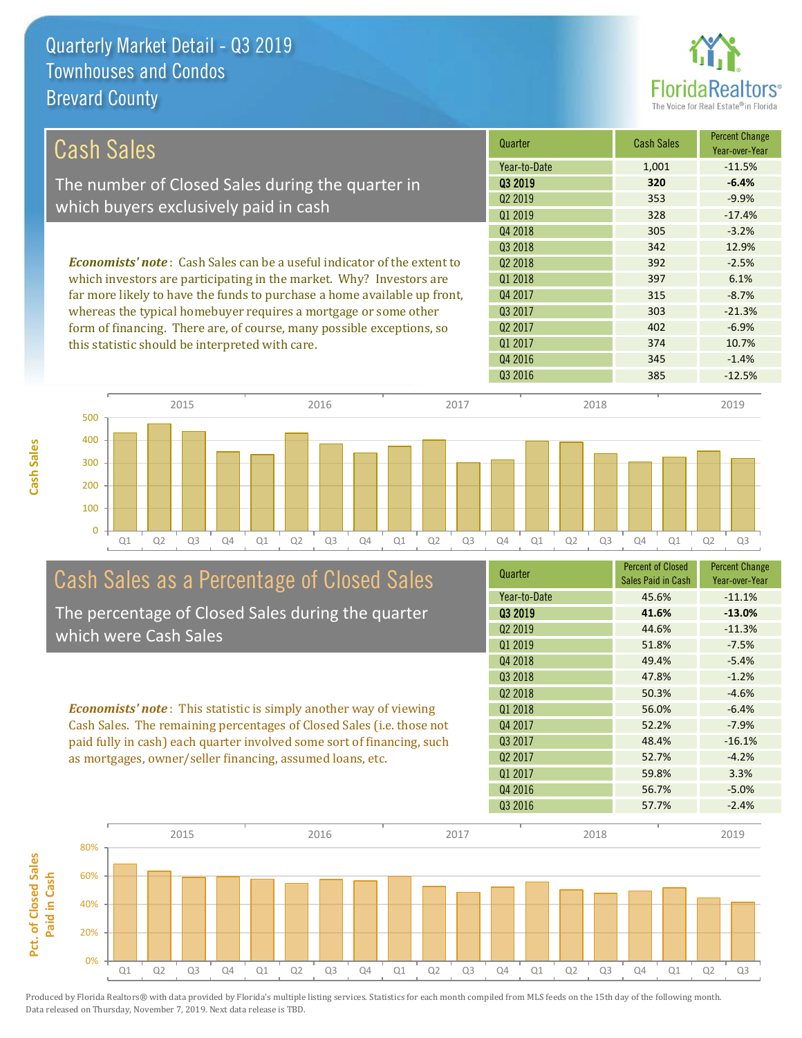# Quarterly Market Detail - Q3 2019
## Townhouses and Condos
## Brevard County

## Cash Sales

The number of Closed Sales during the quarter in which buyers exclusively paid in cash

*Economists' note*: Cash Sales can be a useful indicator of the extent to which investors are participating in the market. Why? Investors are far more likely to have the funds to purchase a home available up front, whereas the typical homebuyer requires a mortgage or some other form of financing. There are, of course, many possible exceptions, so this statistic should be interpreted with care.

| Quarter | Cash Sales | Percent Change Year-over-Year |
|---|---|---|
| Year-to-Date | 1,001 | -11.5% |
| **Q3 2019** | **320** | **-6.4%** |
| Q2 2019 | 353 | -9.9% |
| Q1 2019 | 328 | -17.4% |
| Q4 2018 | 305 | -3.2% |
| Q3 2018 | 342 | 12.9% |
| Q2 2018 | 392 | -2.5% |
| Q1 2018 | 397 | 6.1% |
| Q4 2017 | 315 | -8.7% |
| Q3 2017 | 303 | -21.3% |
| Q2 2017 | 402 | -6.9% |
| Q1 2017 | 374 | 10.7% |
| Q4 2016 | 345 | -1.4% |
| Q3 2016 | 385 | -12.5% |

## Cash Sales as a Percentage of Closed Sales

The percentage of Closed Sales during the quarter which were Cash Sales

*Economists' note*: This statistic is simply another way of viewing Cash Sales. The remaining percentages of Closed Sales (i.e. those not paid fully in cash) each quarter involved some sort of financing, such as mortgages, owner/seller financing, assumed loans, etc.

| Quarter | Percent of Closed Sales Paid in Cash | Percent Change Year-over-Year |
|---|---|---|
| Year-to-Date | 45.6% | -11.1% |
| **Q3 2019** | **41.6%** | **-13.0%** |
| Q2 2019 | 44.6% | -11.3% |
| Q1 2019 | 51.8% | -7.5% |
| Q4 2018 | 49.4% | -5.4% |
| Q3 2018 | 47.8% | -1.2% |
| Q2 2018 | 50.3% | -4.6% |
| Q1 2018 | 56.0% | -6.4% |
| Q4 2017 | 52.2% | -7.9% |
| Q3 2017 | 48.4% | -16.1% |
| Q2 2017 | 52.7% | -4.2% |
| Q1 2017 | 59.8% | 3.3% |
| Q4 2016 | 56.7% | -5.0% |
| Q3 2016 | 57.7% | -2.4% |

Produced by Florida Realtors® with data provided by Florida's multiple listing services. Statistics for each month compiled from MLS feeds on the 15th day of the following month. Data released on Thursday, November 7, 2019. Next data release is TBD.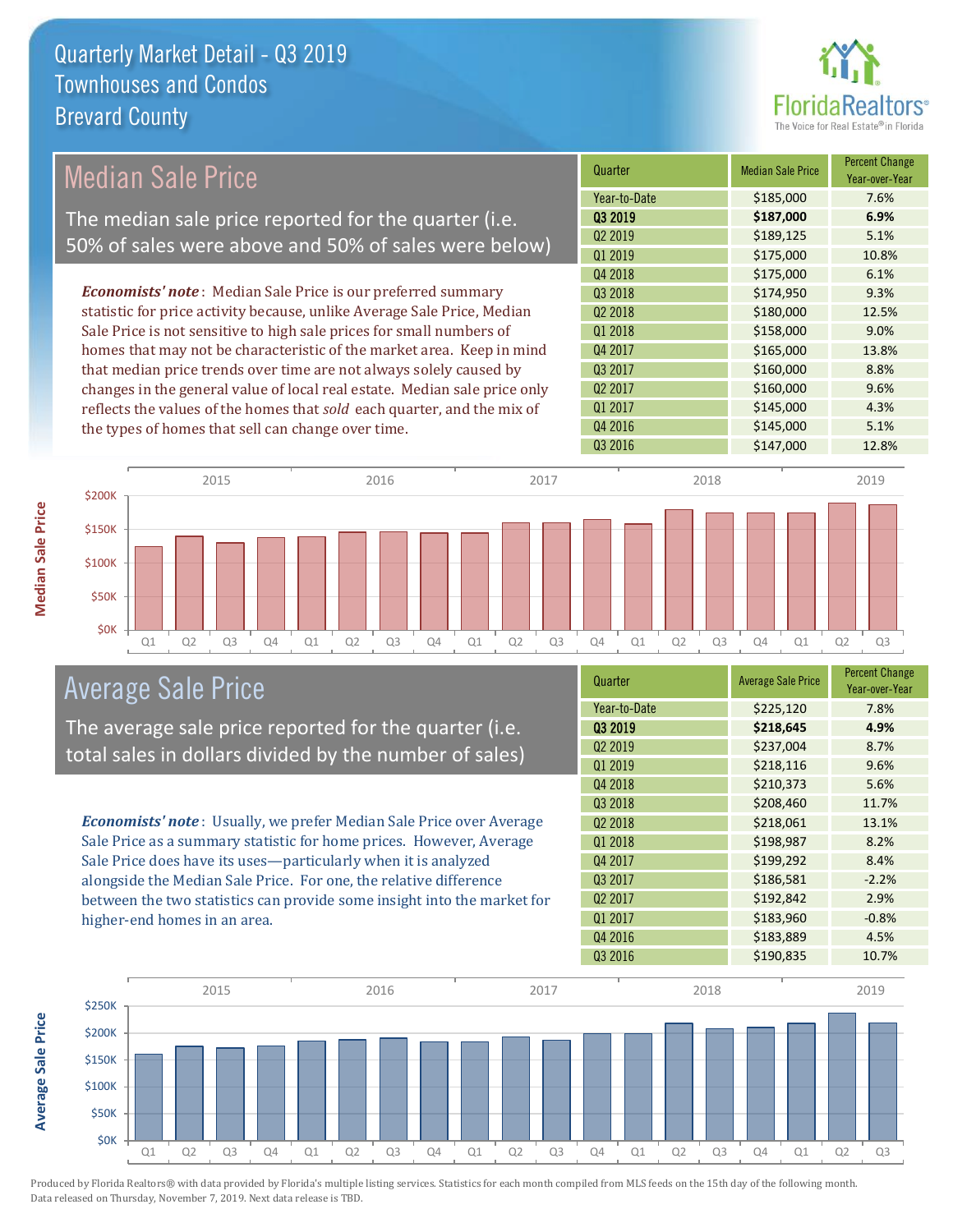# Quarterly Market Detail - Q3 2019
## Townhouses and Condos
## Brevard County

## Median Sale Price

The median sale price reported for the quarter (i.e. 50% of sales were above and 50% of sales were below)

***Economists' note***: Median Sale Price is our preferred summary statistic for price activity because, unlike Average Sale Price, Median Sale Price is not sensitive to high sale prices for small numbers of homes that may not be characteristic of the market area. Keep in mind that median price trends over time are not always solely caused by changes in the general value of local real estate. Median sale price only reflects the values of the homes that *sold* each quarter, and the mix of the types of homes that sell can change over time.

| Quarter | Median Sale Price | Percent Change Year-over-Year |
|---|---|---|
| Year-to-Date | $185,000 | 7.6% |
| **Q3 2019** | **$187,000** | **6.9%** |
| Q2 2019 | $189,125 | 5.1% |
| Q1 2019 | $175,000 | 10.8% |
| Q4 2018 | $175,000 | 6.1% |
| Q3 2018 | $174,950 | 9.3% |
| Q2 2018 | $180,000 | 12.5% |
| Q1 2018 | $158,000 | 9.0% |
| Q4 2017 | $165,000 | 13.8% |
| Q3 2017 | $160,000 | 8.8% |
| Q2 2017 | $160,000 | 9.6% |
| Q1 2017 | $145,000 | 4.3% |
| Q4 2016 | $145,000 | 5.1% |
| Q3 2016 | $147,000 | 12.8% |

## Average Sale Price

The average sale price reported for the quarter (i.e. total sales in dollars divided by the number of sales)

***Economists' note***: Usually, we prefer Median Sale Price over Average Sale Price as a summary statistic for home prices. However, Average Sale Price does have its uses—particularly when it is analyzed alongside the Median Sale Price. For one, the relative difference between the two statistics can provide some insight into the market for higher-end homes in an area.

| Quarter | Average Sale Price | Percent Change Year-over-Year |
|---|---|---|
| Year-to-Date | $225,120 | 7.8% |
| **Q3 2019** | **$218,645** | **4.9%** |
| Q2 2019 | $237,004 | 8.7% |
| Q1 2019 | $218,116 | 9.6% |
| Q4 2018 | $210,373 | 5.6% |
| Q3 2018 | $208,460 | 11.7% |
| Q2 2018 | $218,061 | 13.1% |
| Q1 2018 | $198,987 | 8.2% |
| Q4 2017 | $199,292 | 8.4% |
| Q3 2017 | $186,581 | -2.2% |
| Q2 2017 | $192,842 | 2.9% |
| Q1 2017 | $183,960 | -0.8% |
| Q4 2016 | $183,889 | 4.5% |
| Q3 2016 | $190,835 | 10.7% |

Produced by Florida Realtors® with data provided by Florida's multiple listing services. Statistics for each month compiled from MLS feeds on the 15th day of the following month. Data released on Thursday, November 7, 2019. Next data release is TBD.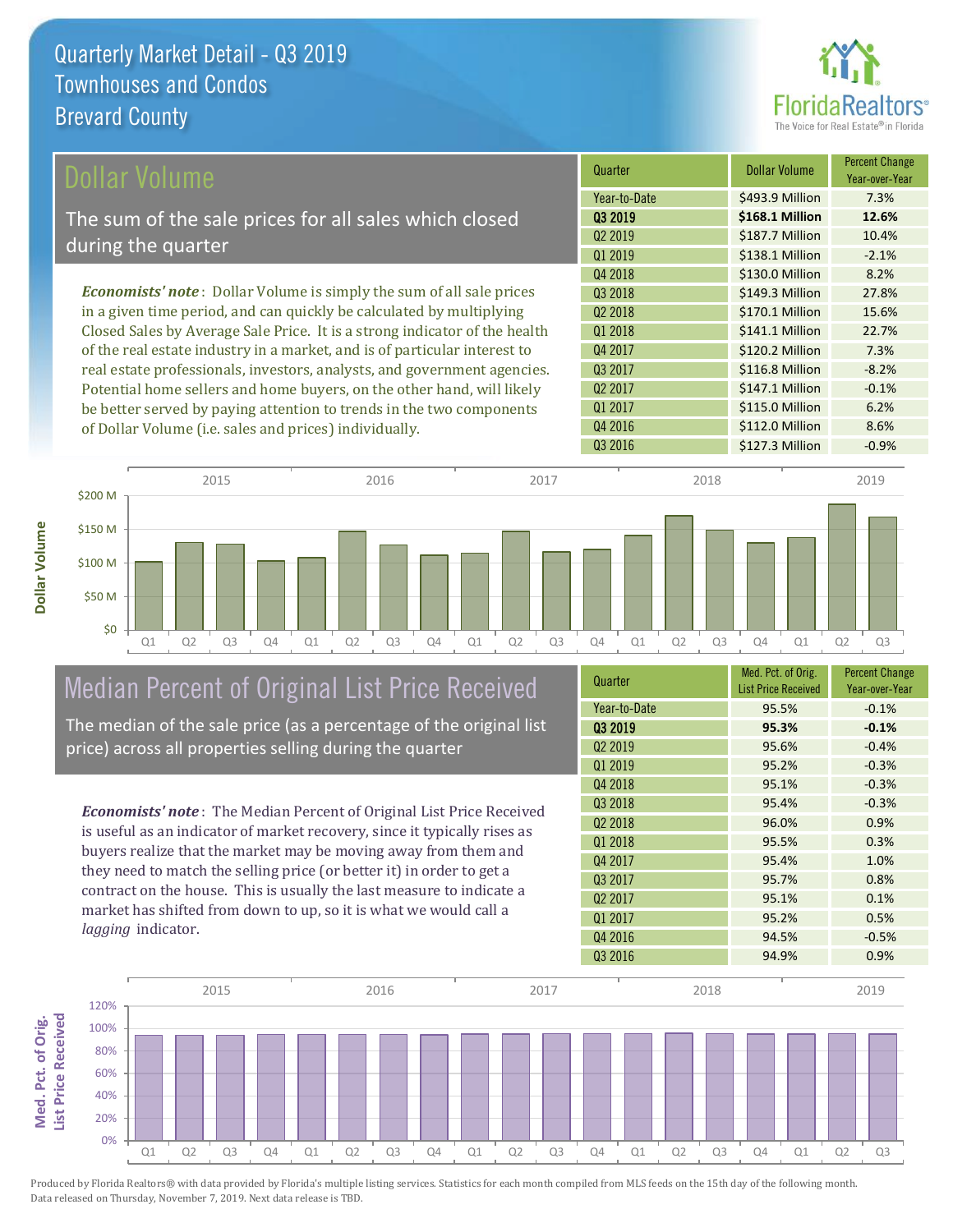# Quarterly Market Detail - Q3 2019
## Townhouses and Condos
## Brevard County

## Dollar Volume

The sum of the sale prices for all sales which closed during the quarter

***Economists' note***: Dollar Volume is simply the sum of all sale prices in a given time period, and can quickly be calculated by multiplying Closed Sales by Average Sale Price. It is a strong indicator of the health of the real estate industry in a market, and is of particular interest to real estate professionals, investors, analysts, and government agencies. Potential home sellers and home buyers, on the other hand, will likely be better served by paying attention to trends in the two components of Dollar Volume (i.e. sales and prices) individually.

| Quarter | Dollar Volume | Percent Change Year-over-Year |
|---|---|---|
| Year-to-Date | $493.9 Million | 7.3% |
| **Q3 2019** | **$168.1 Million** | **12.6%** |
| Q2 2019 | $187.7 Million | 10.4% |
| Q1 2019 | $138.1 Million | -2.1% |
| Q4 2018 | $130.0 Million | 8.2% |
| Q3 2018 | $149.3 Million | 27.8% |
| Q2 2018 | $170.1 Million | 15.6% |
| Q1 2018 | $141.1 Million | 22.7% |
| Q4 2017 | $120.2 Million | 7.3% |
| Q3 2017 | $116.8 Million | -8.2% |
| Q2 2017 | $147.1 Million | -0.1% |
| Q1 2017 | $115.0 Million | 6.2% |
| Q4 2016 | $112.0 Million | 8.6% |
| Q3 2016 | $127.3 Million | -0.9% |

## Median Percent of Original List Price Received

The median of the sale price (as a percentage of the original list price) across all properties selling during the quarter

***Economists' note***: The Median Percent of Original List Price Received is useful as an indicator of market recovery, since it typically rises as buyers realize that the market may be moving away from them and they need to match the selling price (or better it) in order to get a contract on the house. This is usually the last measure to indicate a market has shifted from down to up, so it is what we would call a *lagging* indicator.

| Quarter | Med. Pct. of Orig. List Price Received | Percent Change Year-over-Year |
|---|---|---|
| Year-to-Date | 95.5% | -0.1% |
| **Q3 2019** | **95.3%** | **-0.1%** |
| Q2 2019 | 95.6% | -0.4% |
| Q1 2019 | 95.2% | -0.3% |
| Q4 2018 | 95.1% | -0.3% |
| Q3 2018 | 95.4% | -0.3% |
| Q2 2018 | 96.0% | 0.9% |
| Q1 2018 | 95.5% | 0.3% |
| Q4 2017 | 95.4% | 1.0% |
| Q3 2017 | 95.7% | 0.8% |
| Q2 2017 | 95.1% | 0.1% |
| Q1 2017 | 95.2% | 0.5% |
| Q4 2016 | 94.5% | -0.5% |
| Q3 2016 | 94.9% | 0.9% |

Produced by Florida Realtors® with data provided by Florida's multiple listing services. Statistics for each month compiled from MLS feeds on the 15th day of the following month. Data released on Thursday, November 7, 2019. Next data release is TBD.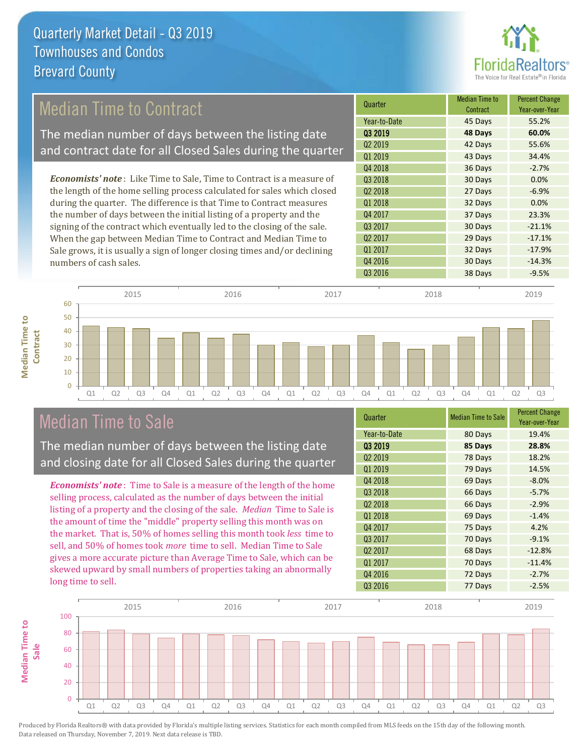# Quarterly Market Detail - Q3 2019
## Townhouses and Condos
## Brevard County

## Median Time to Contract

The median number of days between the listing date and contract date for all Closed Sales during the quarter

*Economists' note*: Like Time to Sale, Time to Contract is a measure of the length of the home selling process calculated for sales which closed during the quarter. The difference is that Time to Contract measures the number of days between the initial listing of a property and the signing of the contract which eventually led to the closing of the sale. When the gap between Median Time to Contract and Median Time to Sale grows, it is usually a sign of longer closing times and/or declining numbers of cash sales.

| Quarter | Median Time to Contract | Percent Change Year-over-Year |
|---|---|---|
| Year-to-Date | 45 Days | 55.2% |
| **Q3 2019** | **48 Days** | **60.0%** |
| Q2 2019 | 42 Days | 55.6% |
| Q1 2019 | 43 Days | 34.4% |
| Q4 2018 | 36 Days | -2.7% |
| Q3 2018 | 30 Days | 0.0% |
| Q2 2018 | 27 Days | -6.9% |
| Q1 2018 | 32 Days | 0.0% |
| Q4 2017 | 37 Days | 23.3% |
| Q3 2017 | 30 Days | -21.1% |
| Q2 2017 | 29 Days | -17.1% |
| Q1 2017 | 32 Days | -17.9% |
| Q4 2016 | 30 Days | -14.3% |
| Q3 2016 | 38 Days | -9.5% |

## Median Time to Sale

The median number of days between the listing date and closing date for all Closed Sales during the quarter

*Economists' note*: Time to Sale is a measure of the length of the home selling process, calculated as the number of days between the initial listing of a property and the closing of the sale. *Median* Time to Sale is the amount of time the "middle" property selling this month was on the market. That is, 50% of homes selling this month took *less* time to sell, and 50% of homes took *more* time to sell. Median Time to Sale gives a more accurate picture than Average Time to Sale, which can be skewed upward by small numbers of properties taking an abnormally long time to sell.

| Quarter | Median Time to Sale | Percent Change Year-over-Year |
|---|---|---|
| Year-to-Date | 80 Days | 19.4% |
| **Q3 2019** | **85 Days** | **28.8%** |
| Q2 2019 | 78 Days | 18.2% |
| Q1 2019 | 79 Days | 14.5% |
| Q4 2018 | 69 Days | -8.0% |
| Q3 2018 | 66 Days | -5.7% |
| Q2 2018 | 66 Days | -2.9% |
| Q1 2018 | 69 Days | -1.4% |
| Q4 2017 | 75 Days | 4.2% |
| Q3 2017 | 70 Days | -9.1% |
| Q2 2017 | 68 Days | -12.8% |
| Q1 2017 | 70 Days | -11.4% |
| Q4 2016 | 72 Days | -2.7% |
| Q3 2016 | 77 Days | -2.5% |

Produced by Florida Realtors® with data provided by Florida's multiple listing services. Statistics for each month compiled from MLS feeds on the 15th day of the following month. Data released on Thursday, November 7, 2019. Next data release is TBD.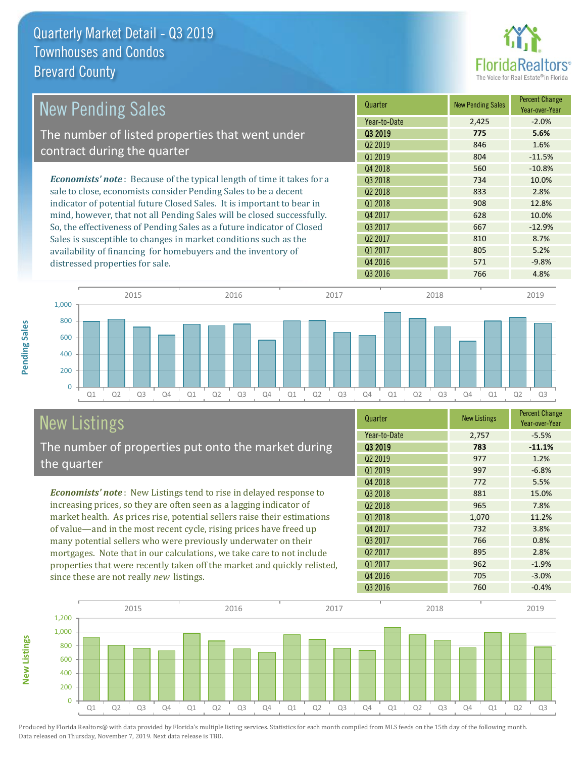# Quarterly Market Detail - Q3 2019
## Townhouses and Condos
## Brevard County

## New Pending Sales

The number of listed properties that went under contract during the quarter

*Economists' note*: Because of the typical length of time it takes for a sale to close, economists consider Pending Sales to be a decent indicator of potential future Closed Sales. It is important to bear in mind, however, that not all Pending Sales will be closed successfully. So, the effectiveness of Pending Sales as a future indicator of Closed Sales is susceptible to changes in market conditions such as the availability of financing for homebuyers and the inventory of distressed properties for sale.

| Quarter | New Pending Sales | Percent Change Year-over-Year |
|---|---|---|
| Year-to-Date | 2,425 | -2.0% |
| **Q3 2019** | **775** | **5.6%** |
| Q2 2019 | 846 | 1.6% |
| Q1 2019 | 804 | -11.5% |
| Q4 2018 | 560 | -10.8% |
| Q3 2018 | 734 | 10.0% |
| Q2 2018 | 833 | 2.8% |
| Q1 2018 | 908 | 12.8% |
| Q4 2017 | 628 | 10.0% |
| Q3 2017 | 667 | -12.9% |
| Q2 2017 | 810 | 8.7% |
| Q1 2017 | 805 | 5.2% |
| Q4 2016 | 571 | -9.8% |
| Q3 2016 | 766 | 4.8% |

## New Listings

The number of properties put onto the market during the quarter

*Economists' note*: New Listings tend to rise in delayed response to increasing prices, so they are often seen as a lagging indicator of market health. As prices rise, potential sellers raise their estimations of value—and in the most recent cycle, rising prices have freed up many potential sellers who were previously underwater on their mortgages. Note that in our calculations, we take care to not include properties that were recently taken off the market and quickly relisted, since these are not really *new* listings.

| Quarter | New Listings | Percent Change Year-over-Year |
|---|---|---|
| Year-to-Date | 2,757 | -5.5% |
| **Q3 2019** | **783** | **-11.1%** |
| Q2 2019 | 977 | 1.2% |
| Q1 2019 | 997 | -6.8% |
| Q4 2018 | 772 | 5.5% |
| Q3 2018 | 881 | 15.0% |
| Q2 2018 | 965 | 7.8% |
| Q1 2018 | 1,070 | 11.2% |
| Q4 2017 | 732 | 3.8% |
| Q3 2017 | 766 | 0.8% |
| Q2 2017 | 895 | 2.8% |
| Q1 2017 | 962 | -1.9% |
| Q4 2016 | 705 | -3.0% |
| Q3 2016 | 760 | -0.4% |

Produced by Florida Realtors® with data provided by Florida's multiple listing services. Statistics for each month compiled from MLS feeds on the 15th day of the following month. Data released on Thursday, November 7, 2019. Next data release is TBD.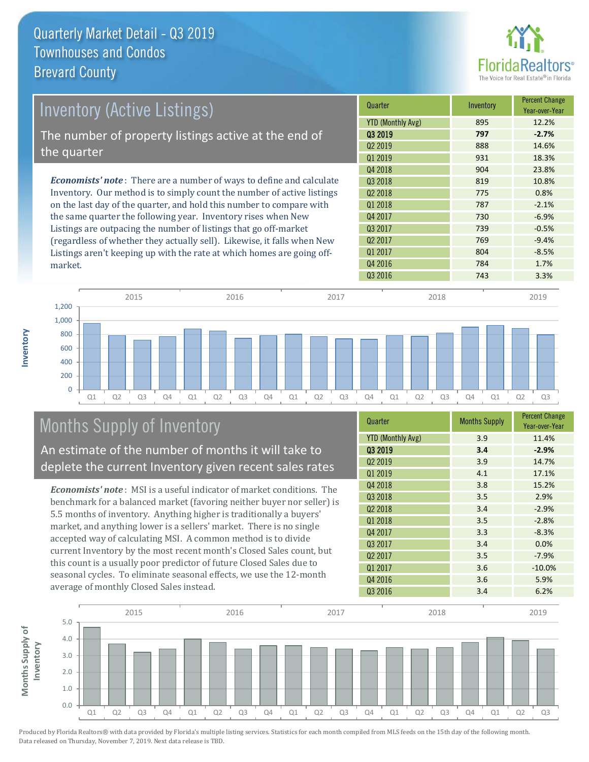# Quarterly Market Detail - Q3 2019
## Townhouses and Condos
## Brevard County

## Inventory (Active Listings)

The number of property listings active at the end of the quarter

*Economists' note*: There are a number of ways to define and calculate Inventory. Our method is to simply count the number of active listings on the last day of the quarter, and hold this number to compare with the same quarter the following year. Inventory rises when New Listings are outpacing the number of listings that go off-market (regardless of whether they actually sell). Likewise, it falls when New Listings aren't keeping up with the rate at which homes are going off-market.

| Quarter | Inventory | Percent Change Year-over-Year |
|---|---|---|
| YTD (Monthly Avg) | 895 | 12.2% |
| **Q3 2019** | **797** | **-2.7%** |
| Q2 2019 | 888 | 14.6% |
| Q1 2019 | 931 | 18.3% |
| Q4 2018 | 904 | 23.8% |
| Q3 2018 | 819 | 10.8% |
| Q2 2018 | 775 | 0.8% |
| Q1 2018 | 787 | -2.1% |
| Q4 2017 | 730 | -6.9% |
| Q3 2017 | 739 | -0.5% |
| Q2 2017 | 769 | -9.4% |
| Q1 2017 | 804 | -8.5% |
| Q4 2016 | 784 | 1.7% |
| Q3 2016 | 743 | 3.3% |

## Months Supply of Inventory

An estimate of the number of months it will take to deplete the current Inventory given recent sales rates

*Economists' note*: MSI is a useful indicator of market conditions. The benchmark for a balanced market (favoring neither buyer nor seller) is 5.5 months of inventory. Anything higher is traditionally a buyers' market, and anything lower is a sellers' market. There is no single accepted way of calculating MSI. A common method is to divide current Inventory by the most recent month's Closed Sales count, but this count is a usually poor predictor of future Closed Sales due to seasonal cycles. To eliminate seasonal effects, we use the 12-month average of monthly Closed Sales instead.

| Quarter | Months Supply | Percent Change Year-over-Year |
|---|---|---|
| YTD (Monthly Avg) | 3.9 | 11.4% |
| **Q3 2019** | **3.4** | **-2.9%** |
| Q2 2019 | 3.9 | 14.7% |
| Q1 2019 | 4.1 | 17.1% |
| Q4 2018 | 3.8 | 15.2% |
| Q3 2018 | 3.5 | 2.9% |
| Q2 2018 | 3.4 | -2.9% |
| Q1 2018 | 3.5 | -2.8% |
| Q4 2017 | 3.3 | -8.3% |
| Q3 2017 | 3.4 | 0.0% |
| Q2 2017 | 3.5 | -7.9% |
| Q1 2017 | 3.6 | -10.0% |
| Q4 2016 | 3.6 | 5.9% |
| Q3 2016 | 3.4 | 6.2% |

Produced by Florida Realtors® with data provided by Florida's multiple listing services. Statistics for each month compiled from MLS feeds on the 15th day of the following month. Data released on Thursday, November 7, 2019. Next data release is TBD.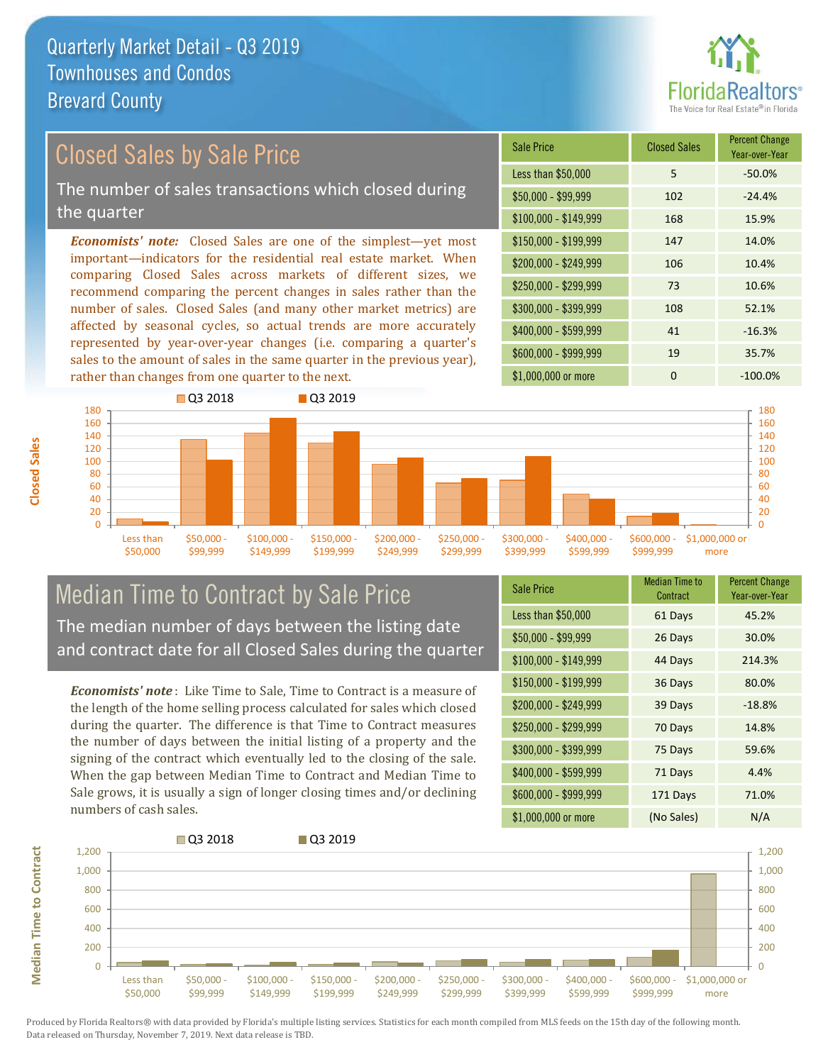# Quarterly Market Detail - Q3 2019
## Townhouses and Condos
## Brevard County

## Closed Sales by Sale Price

The number of sales transactions which closed during the quarter

*Economists' note:* Closed Sales are one of the simplest—yet most important—indicators for the residential real estate market. When comparing Closed Sales across markets of different sizes, we recommend comparing the percent changes in sales rather than the number of sales. Closed Sales (and many other market metrics) are affected by seasonal cycles, so actual trends are more accurately represented by year-over-year changes (i.e. comparing a quarter's sales to the amount of sales in the same quarter in the previous year), rather than changes from one quarter to the next.

| Sale Price | Closed Sales | Percent Change Year-over-Year |
|---|---|---|
| Less than $50,000 | 5 | -50.0% |
| $50,000 - $99,999 | 102 | -24.4% |
| $100,000 - $149,999 | 168 | 15.9% |
| $150,000 - $199,999 | 147 | 14.0% |
| $200,000 - $249,999 | 106 | 10.4% |
| $250,000 - $299,999 | 73 | 10.6% |
| $300,000 - $399,999 | 108 | 52.1% |
| $400,000 - $599,999 | 41 | -16.3% |
| $600,000 - $999,999 | 19 | 35.7% |
| $1,000,000 or more | 0 | -100.0% |

## Median Time to Contract by Sale Price

The median number of days between the listing date and contract date for all Closed Sales during the quarter

*Economists' note*: Like Time to Sale, Time to Contract is a measure of the length of the home selling process calculated for sales which closed during the quarter. The difference is that Time to Contract measures the number of days between the initial listing of a property and the signing of the contract which eventually led to the closing of the sale. When the gap between Median Time to Contract and Median Time to Sale grows, it is usually a sign of longer closing times and/or declining numbers of cash sales.

| Sale Price | Median Time to Contract | Percent Change Year-over-Year |
|---|---|---|
| Less than $50,000 | 61 Days | 45.2% |
| $50,000 - $99,999 | 26 Days | 30.0% |
| $100,000 - $149,999 | 44 Days | 214.3% |
| $150,000 - $199,999 | 36 Days | 80.0% |
| $200,000 - $249,999 | 39 Days | -18.8% |
| $250,000 - $299,999 | 70 Days | 14.8% |
| $300,000 - $399,999 | 75 Days | 59.6% |
| $400,000 - $599,999 | 71 Days | 4.4% |
| $600,000 - $999,999 | 171 Days | 71.0% |
| $1,000,000 or more | (No Sales) | N/A |

Produced by Florida Realtors® with data provided by Florida's multiple listing services. Statistics for each month compiled from MLS feeds on the 15th day of the following month. Data released on Thursday, November 7, 2019. Next data release is TBD.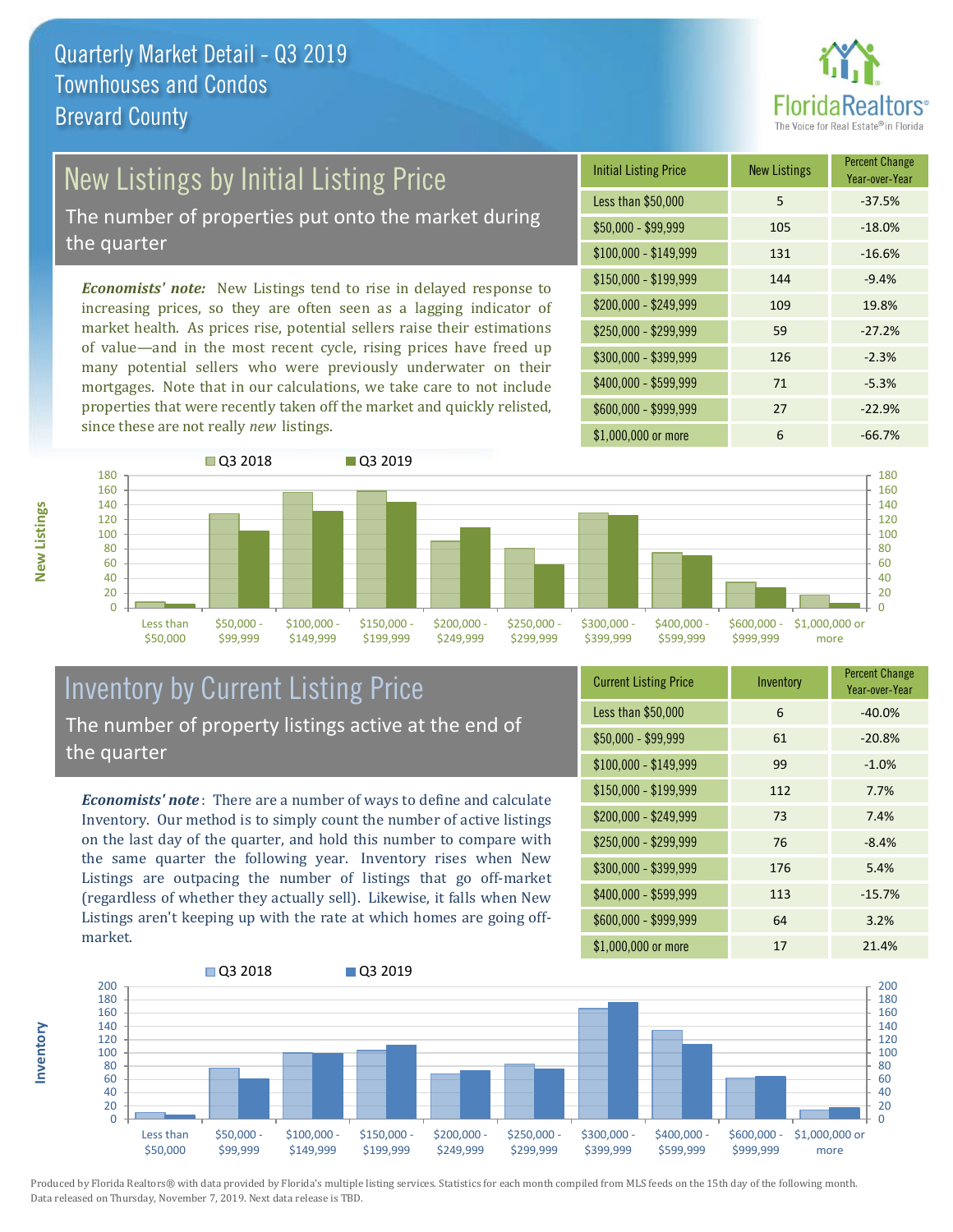# Quarterly Market Detail - Q3 2019
## Townhouses and Condos
## Brevard County

## New Listings by Initial Listing Price

The number of properties put onto the market during the quarter

***Economists' note:*** New Listings tend to rise in delayed response to increasing prices, so they are often seen as a lagging indicator of market health. As prices rise, potential sellers raise their estimations of value—and in the most recent cycle, rising prices have freed up many potential sellers who were previously underwater on their mortgages. Note that in our calculations, we take care to not include properties that were recently taken off the market and quickly relisted, since these are not really *new* listings.

| Initial Listing Price | New Listings | Percent Change Year-over-Year |
|---|---|---|
| Less than $50,000 | 5 | -37.5% |
| $50,000 - $99,999 | 105 | -18.0% |
| $100,000 - $149,999 | 131 | -16.6% |
| $150,000 - $199,999 | 144 | -9.4% |
| $200,000 - $249,999 | 109 | 19.8% |
| $250,000 - $299,999 | 59 | -27.2% |
| $300,000 - $399,999 | 126 | -2.3% |
| $400,000 - $599,999 | 71 | -5.3% |
| $600,000 - $999,999 | 27 | -22.9% |
| $1,000,000 or more | 6 | -66.7% |

## Inventory by Current Listing Price

The number of property listings active at the end of the quarter

***Economists' note***: There are a number of ways to define and calculate Inventory. Our method is to simply count the number of active listings on the last day of the quarter, and hold this number to compare with the same quarter the following year. Inventory rises when New Listings are outpacing the number of listings that go off-market (regardless of whether they actually sell). Likewise, it falls when New Listings aren't keeping up with the rate at which homes are going off-market.

| Current Listing Price | Inventory | Percent Change Year-over-Year |
|---|---|---|
| Less than $50,000 | 6 | -40.0% |
| $50,000 - $99,999 | 61 | -20.8% |
| $100,000 - $149,999 | 99 | -1.0% |
| $150,000 - $199,999 | 112 | 7.7% |
| $200,000 - $249,999 | 73 | 7.4% |
| $250,000 - $299,999 | 76 | -8.4% |
| $300,000 - $399,999 | 176 | 5.4% |
| $400,000 - $599,999 | 113 | -15.7% |
| $600,000 - $999,999 | 64 | 3.2% |
| $1,000,000 or more | 17 | 21.4% |

Produced by Florida Realtors® with data provided by Florida's multiple listing services. Statistics for each month compiled from MLS feeds on the 15th day of the following month. Data released on Thursday, November 7, 2019. Next data release is TBD.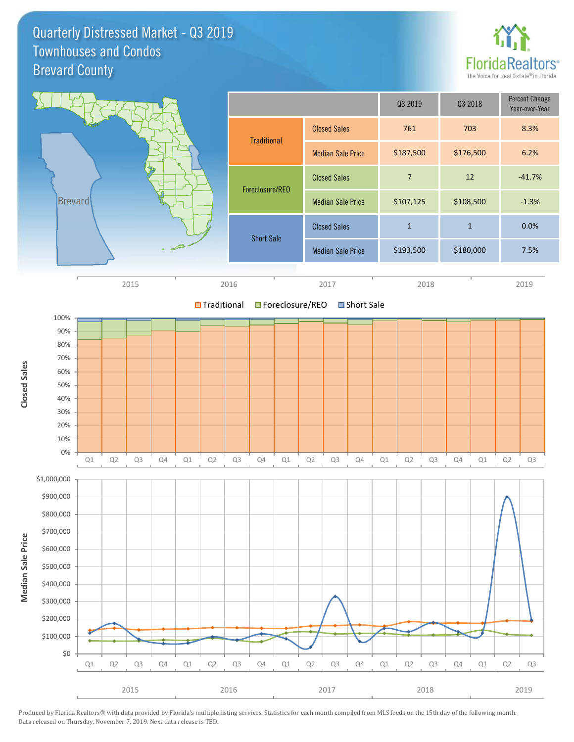# Quarterly Distressed Market - Q3 2019
## Townhouses and Condos
## Brevard County

Brevard

| | | Q3 2019 | Q3 2018 | Percent Change Year-over-Year |
|---|---|---|---|---|
| Traditional | Closed Sales | 761 | 703 | 8.3% |
| | Median Sale Price | $187,500 | $176,500 | 6.2% |
| Foreclosure/REO | Closed Sales | 7 | 12 | -41.7% |
| | Median Sale Price | $107,125 | $108,500 | -1.3% |
| Short Sale | Closed Sales | 1 | 1 | 0.0% |
| | Median Sale Price | $193,500 | $180,000 | 7.5% |

2015 2016 2017 2018 2019

Traditional Foreclosure/REO Short Sale

Closed Sales

100% 90% 80% 70% 60% 50% 40% 30% 20% 10% 0%

Q1 Q2 Q3 Q4 Q1 Q2 Q3 Q4 Q1 Q2 Q3 Q4 Q1 Q2 Q3 Q4 Q1 Q2 Q3

Median Sale Price

$1,000,000 $900,000 $800,000 $700,000 $600,000 $500,000 $400,000 $300,000 $200,000 $100,000 $0

Q1 Q2 Q3 Q4 Q1 Q2 Q3 Q4 Q1 Q2 Q3 Q4 Q1 Q2 Q3 Q4 Q1 Q2 Q3

2015 2016 2017 2018 2019

Produced by Florida Realtors® with data provided by Florida's multiple listing services. Statistics for each month compiled from MLS feeds on the 15th day of the following month. Data released on Thursday, November 7, 2019. Next data release is TBD.